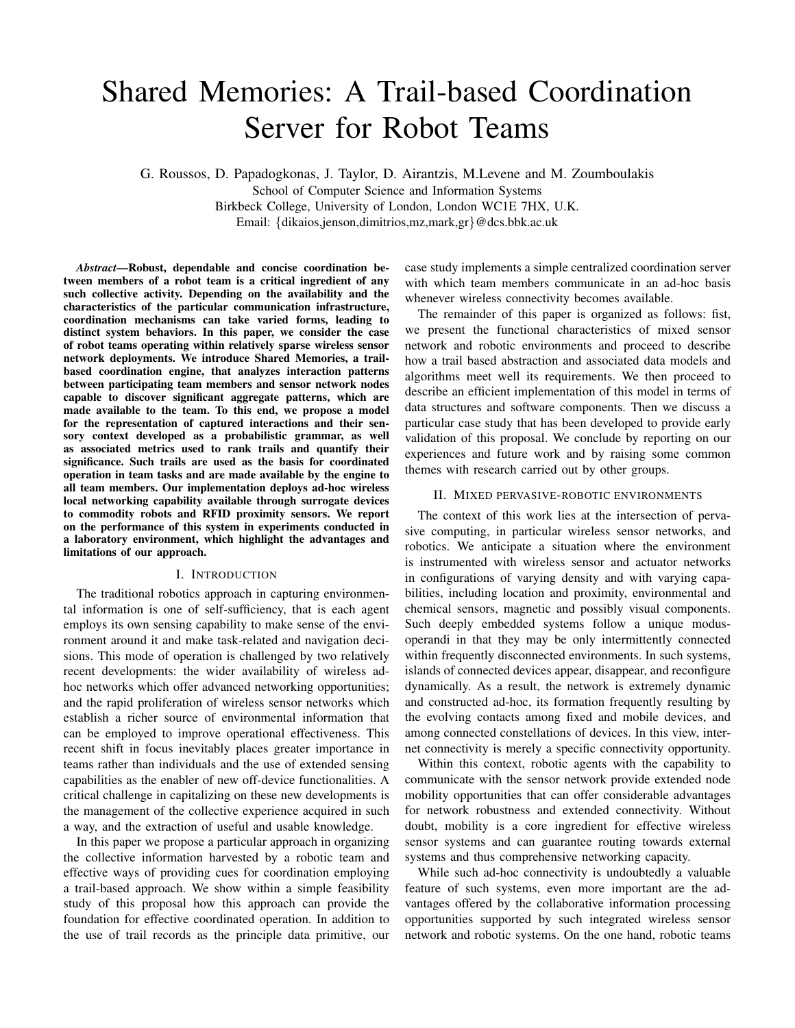# Shared Memories: A Trail-based Coordination Server for Robot Teams

G. Roussos, D. Papadogkonas, J. Taylor, D. Airantzis, M.Levene and M. Zoumboulakis
School of Computer Science and Information Systems
Birkbeck College, University of London, London WC1E 7HX, U.K.
Email: {dikaios,jenson,dimitrios,mz,mark,gr}@dcs.bbk.ac.uk

***Abstract*—Robust, dependable and concise coordination between members of a robot team is a critical ingredient of any such collective activity. Depending on the availability and the characteristics of the particular communication infrastructure, coordination mechanisms can take varied forms, leading to distinct system behaviors. In this paper, we consider the case of robot teams operating within relatively sparse wireless sensor network deployments. We introduce Shared Memories, a trail-based coordination engine, that analyzes interaction patterns between participating team members and sensor network nodes capable to discover significant aggregate patterns, which are made available to the team. To this end, we propose a model for the representation of captured interactions and their sensory context developed as a probabilistic grammar, as well as associated metrics used to rank trails and quantify their significance. Such trails are used as the basis for coordinated operation in team tasks and are made available by the engine to all team members. Our implementation deploys ad-hoc wireless local networking capability available through surrogate devices to commodity robots and RFID proximity sensors. We report on the performance of this system in experiments conducted in a laboratory environment, which highlight the advantages and limitations of our approach.**

## I. Introduction

The traditional robotics approach in capturing environmental information is one of self-sufficiency, that is each agent employs its own sensing capability to make sense of the environment around it and make task-related and navigation decisions. This mode of operation is challenged by two relatively recent developments: the wider availability of wireless ad-hoc networks which offer advanced networking opportunities; and the rapid proliferation of wireless sensor networks which establish a richer source of environmental information that can be employed to improve operational effectiveness. This recent shift in focus inevitably places greater importance in teams rather than individuals and the use of extended sensing capabilities as the enabler of new off-device functionalities. A critical challenge in capitalizing on these new developments is the management of the collective experience acquired in such a way, and the extraction of useful and usable knowledge.

In this paper we propose a particular approach in organizing the collective information harvested by a robotic team and effective ways of providing cues for coordination employing a trail-based approach. We show within a simple feasibility study of this proposal how this approach can provide the foundation for effective coordinated operation. In addition to the use of trail records as the principle data primitive, our case study implements a simple centralized coordination server with which team members communicate in an ad-hoc basis whenever wireless connectivity becomes available.

The remainder of this paper is organized as follows: fist, we present the functional characteristics of mixed sensor network and robotic environments and proceed to describe how a trail based abstraction and associated data models and algorithms meet well its requirements. We then proceed to describe an efficient implementation of this model in terms of data structures and software components. Then we discuss a particular case study that has been developed to provide early validation of this proposal. We conclude by reporting on our experiences and future work and by raising some common themes with research carried out by other groups.

## II. Mixed pervasive-robotic environments

The context of this work lies at the intersection of pervasive computing, in particular wireless sensor networks, and robotics. We anticipate a situation where the environment is instrumented with wireless sensor and actuator networks in configurations of varying density and with varying capabilities, including location and proximity, environmental and chemical sensors, magnetic and possibly visual components. Such deeply embedded systems follow a unique modus-operandi in that they may be only intermittently connected within frequently disconnected environments. In such systems, islands of connected devices appear, disappear, and reconfigure dynamically. As a result, the network is extremely dynamic and constructed ad-hoc, its formation frequently resulting by the evolving contacts among fixed and mobile devices, and among connected constellations of devices. In this view, internet connectivity is merely a specific connectivity opportunity.

Within this context, robotic agents with the capability to communicate with the sensor network provide extended node mobility opportunities that can offer considerable advantages for network robustness and extended connectivity. Without doubt, mobility is a core ingredient for effective wireless sensor systems and can guarantee routing towards external systems and thus comprehensive networking capacity.

While such ad-hoc connectivity is undoubtedly a valuable feature of such systems, even more important are the advantages offered by the collaborative information processing opportunities supported by such integrated wireless sensor network and robotic systems. On the one hand, robotic teams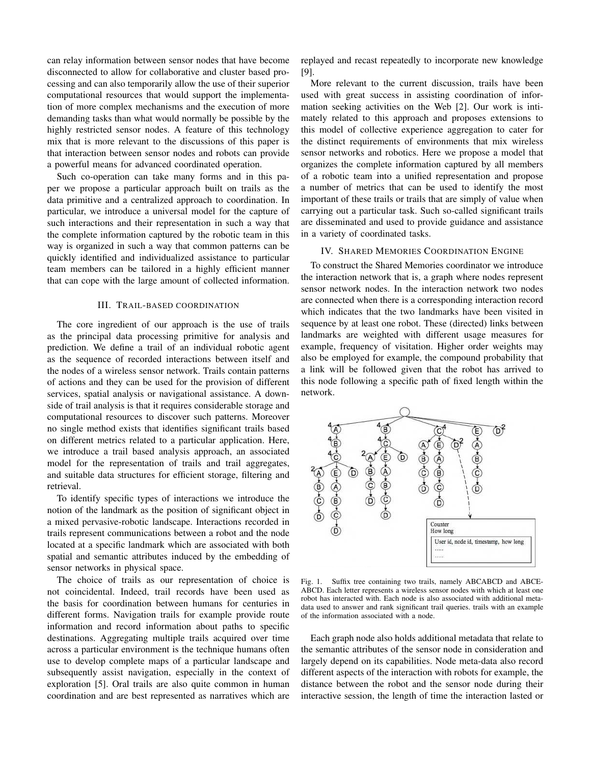can relay information between sensor nodes that have become disconnected to allow for collaborative and cluster based processing and can also temporarily allow the use of their superior computational resources that would support the implementation of more complex mechanisms and the execution of more demanding tasks than what would normally be possible by the highly restricted sensor nodes. A feature of this technology mix that is more relevant to the discussions of this paper is that interaction between sensor nodes and robots can provide a powerful means for advanced coordinated operation.

Such co-operation can take many forms and in this paper we propose a particular approach built on trails as the data primitive and a centralized approach to coordination. In particular, we introduce a universal model for the capture of such interactions and their representation in such a way that the complete information captured by the robotic team in this way is organized in such a way that common patterns can be quickly identified and individualized assistance to particular team members can be tailored in a highly efficient manner that can cope with the large amount of collected information.

## III. Trail-based coordination

The core ingredient of our approach is the use of trails as the principal data processing primitive for analysis and prediction. We define a trail of an individual robotic agent as the sequence of recorded interactions between itself and the nodes of a wireless sensor network. Trails contain patterns of actions and they can be used for the provision of different services, spatial analysis or navigational assistance. A downside of trail analysis is that it requires considerable storage and computational resources to discover such patterns. Moreover no single method exists that identifies significant trails based on different metrics related to a particular application. Here, we introduce a trail based analysis approach, an associated model for the representation of trails and trail aggregates, and suitable data structures for efficient storage, filtering and retrieval.

To identify specific types of interactions we introduce the notion of the landmark as the position of significant object in a mixed pervasive-robotic landscape. Interactions recorded in trails represent communications between a robot and the node located at a specific landmark which are associated with both spatial and semantic attributes induced by the embedding of sensor networks in physical space.

The choice of trails as our representation of choice is not coincidental. Indeed, trail records have been used as the basis for coordination between humans for centuries in different forms. Navigation trails for example provide route information and record information about paths to specific destinations. Aggregating multiple trails acquired over time across a particular environment is the technique humans often use to develop complete maps of a particular landscape and subsequently assist navigation, especially in the context of exploration [5]. Oral trails are also quite common in human coordination and are best represented as narratives which are replayed and recast repeatedly to incorporate new knowledge [9].

More relevant to the current discussion, trails have been used with great success in assisting coordination of information seeking activities on the Web [2]. Our work is intimately related to this approach and proposes extensions to this model of collective experience aggregation to cater for the distinct requirements of environments that mix wireless sensor networks and robotics. Here we propose a model that organizes the complete information captured by all members of a robotic team into a unified representation and propose a number of metrics that can be used to identify the most important of these trails or trails that are simply of value when carrying out a particular task. Such so-called significant trails are disseminated and used to provide guidance and assistance in a variety of coordinated tasks.

## IV. Shared Memories Coordination Engine

To construct the Shared Memories coordinator we introduce the interaction network that is, a graph where nodes represent sensor network nodes. In the interaction network two nodes are connected when there is a corresponding interaction record which indicates that the two landmarks have been visited in sequence by at least one robot. These (directed) links between landmarks are weighted with different usage measures for example, frequency of visitation. Higher order weights may also be employed for example, the compound probability that a link will be followed given that the robot has arrived to this node following a specific path of fixed length within the network.

Fig. 1. Suffix tree containing two trails, namely ABCABCD and ABCE-ABCD. Each letter represents a wireless sensor nodes with which at least one robot has interacted with. Each node is also associated with additional meta-data used to answer and rank significant trail queries. trails with an example of the information associated with a node.

Each graph node also holds additional metadata that relate to the semantic attributes of the sensor node in consideration and largely depend on its capabilities. Node meta-data also record different aspects of the interaction with robots for example, the distance between the robot and the sensor node during their interactive session, the length of time the interaction lasted or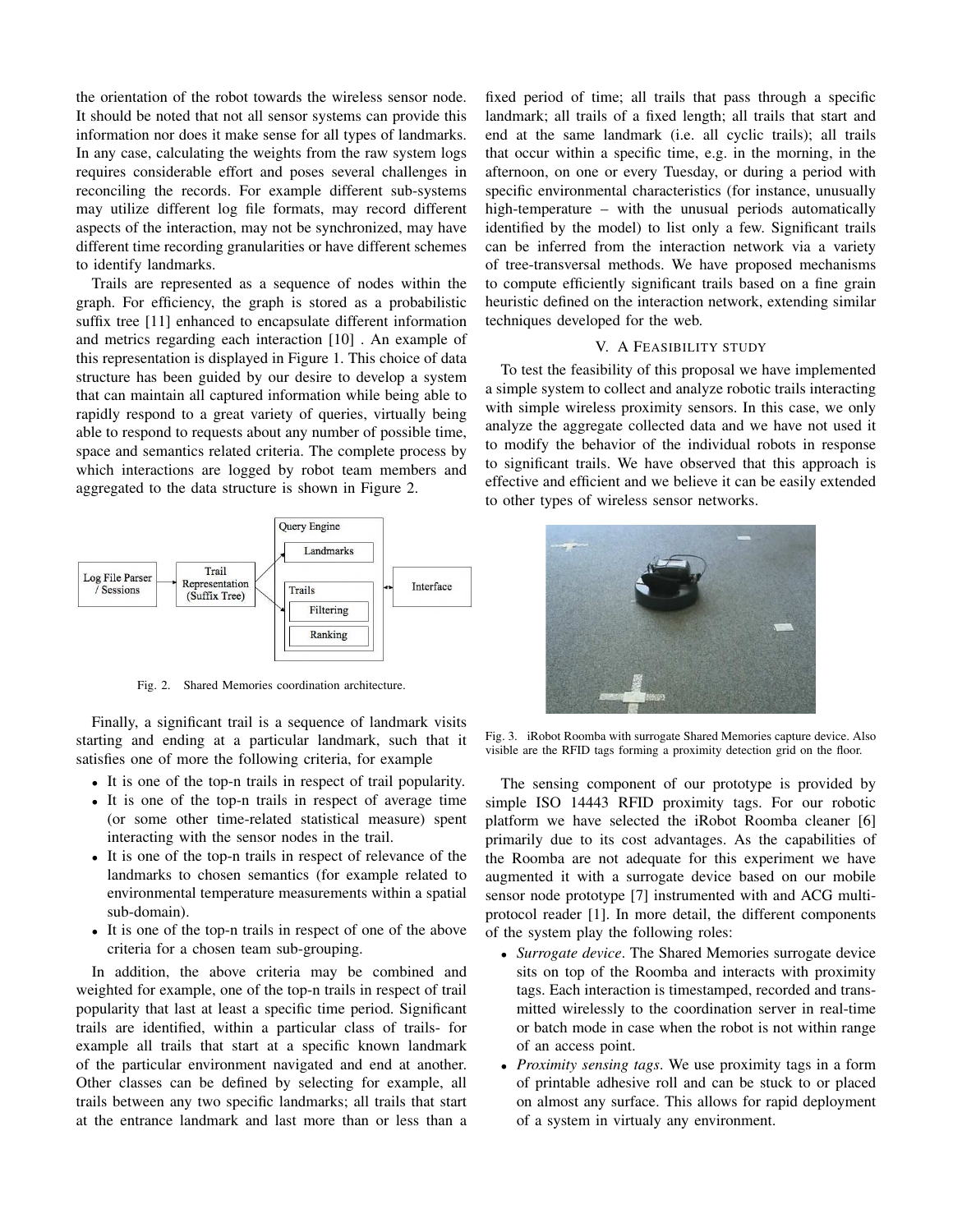the orientation of the robot towards the wireless sensor node. It should be noted that not all sensor systems can provide this information nor does it make sense for all types of landmarks. In any case, calculating the weights from the raw system logs requires considerable effort and poses several challenges in reconciling the records. For example different sub-systems may utilize different log file formats, may record different aspects of the interaction, may not be synchronized, may have different time recording granularities or have different schemes to identify landmarks.

Trails are represented as a sequence of nodes within the graph. For efficiency, the graph is stored as a probabilistic suffix tree [11] enhanced to encapsulate different information and metrics regarding each interaction [10] . An example of this representation is displayed in Figure 1. This choice of data structure has been guided by our desire to develop a system that can maintain all captured information while being able to rapidly respond to a great variety of queries, virtually being able to respond to requests about any number of possible time, space and semantics related criteria. The complete process by which interactions are logged by robot team members and aggregated to the data structure is shown in Figure 2.

Fig. 2. Shared Memories coordination architecture.

Finally, a significant trail is a sequence of landmark visits starting and ending at a particular landmark, such that it satisfies one of more the following criteria, for example

- It is one of the top-n trails in respect of trail popularity.
- It is one of the top-n trails in respect of average time (or some other time-related statistical measure) spent interacting with the sensor nodes in the trail.
- It is one of the top-n trails in respect of relevance of the landmarks to chosen semantics (for example related to environmental temperature measurements within a spatial sub-domain).
- It is one of the top-n trails in respect of one of the above criteria for a chosen team sub-grouping.

In addition, the above criteria may be combined and weighted for example, one of the top-n trails in respect of trail popularity that last at least a specific time period. Significant trails are identified, within a particular class of trails- for example all trails that start at a specific known landmark of the particular environment navigated and end at another. Other classes can be defined by selecting for example, all trails between any two specific landmarks; all trails that start at the entrance landmark and last more than or less than a fixed period of time; all trails that pass through a specific landmark; all trails of a fixed length; all trails that start and end at the same landmark (i.e. all cyclic trails); all trails that occur within a specific time, e.g. in the morning, in the afternoon, on one or every Tuesday, or during a period with specific environmental characteristics (for instance, unusually high-temperature – with the unusual periods automatically identified by the model) to list only a few. Significant trails can be inferred from the interaction network via a variety of tree-transversal methods. We have proposed mechanisms to compute efficiently significant trails based on a fine grain heuristic defined on the interaction network, extending similar techniques developed for the web.

## V. A Feasibility study

To test the feasibility of this proposal we have implemented a simple system to collect and analyze robotic trails interacting with simple wireless proximity sensors. In this case, we only analyze the aggregate collected data and we have not used it to modify the behavior of the individual robots in response to significant trails. We have observed that this approach is effective and efficient and we believe it can be easily extended to other types of wireless sensor networks.

Fig. 3. iRobot Roomba with surrogate Shared Memories capture device. Also visible are the RFID tags forming a proximity detection grid on the floor.

The sensing component of our prototype is provided by simple ISO 14443 RFID proximity tags. For our robotic platform we have selected the iRobot Roomba cleaner [6] primarily due to its cost advantages. As the capabilities of the Roomba are not adequate for this experiment we have augmented it with a surrogate device based on our mobile sensor node prototype [7] instrumented with and ACG multi-protocol reader [1]. In more detail, the different components of the system play the following roles:

- *Surrogate device*. The Shared Memories surrogate device sits on top of the Roomba and interacts with proximity tags. Each interaction is timestamped, recorded and transmitted wirelessly to the coordination server in real-time or batch mode in case when the robot is not within range of an access point.
- *Proximity sensing tags*. We use proximity tags in a form of printable adhesive roll and can be stuck to or placed on almost any surface. This allows for rapid deployment of a system in virtualy any environment.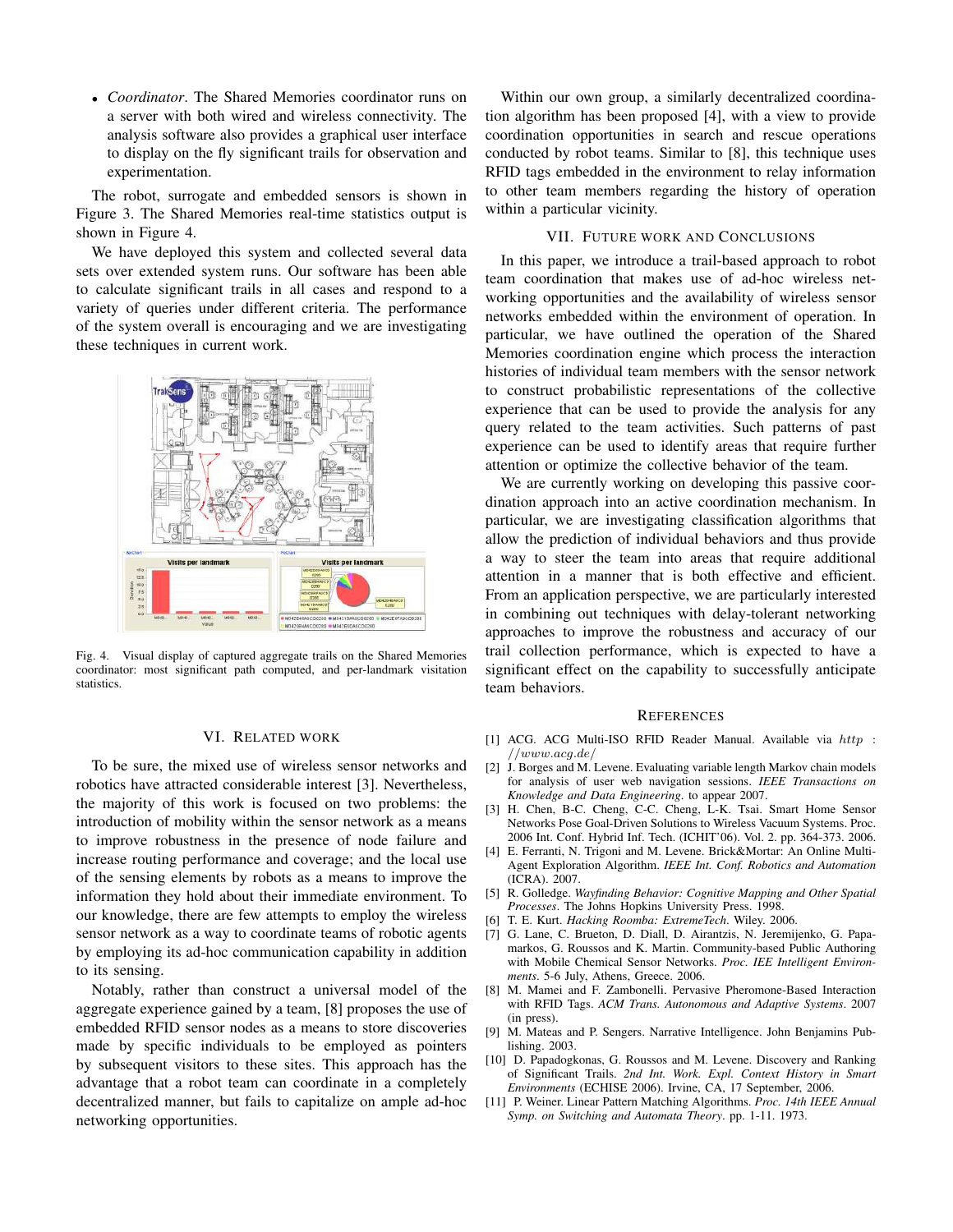- *Coordinator*. The Shared Memories coordinator runs on a server with both wired and wireless connectivity. The analysis software also provides a graphical user interface to display on the fly significant trails for observation and experimentation.

The robot, surrogate and embedded sensors is shown in Figure 3. The Shared Memories real-time statistics output is shown in Figure 4.

We have deployed this system and collected several data sets over extended system runs. Our software has been able to calculate significant trails in all cases and respond to a variety of queries under different criteria. The performance of the system overall is encouraging and we are investigating these techniques in current work.

Fig. 4. Visual display of captured aggregate trails on the Shared Memories coordinator: most significant path computed, and per-landmark visitation statistics.

## VI. Related Work

To be sure, the mixed use of wireless sensor networks and robotics have attracted considerable interest [3]. Nevertheless, the majority of this work is focused on two problems: the introduction of mobility within the sensor network as a means to improve robustness in the presence of node failure and increase routing performance and coverage; and the local use of the sensing elements by robots as a means to improve the information they hold about their immediate environment. To our knowledge, there are few attempts to employ the wireless sensor network as a way to coordinate teams of robotic agents by employing its ad-hoc communication capability in addition to its sensing.

Notably, rather than construct a universal model of the aggregate experience gained by a team, [8] proposes the use of embedded RFID sensor nodes as a means to store discoveries made by specific individuals to be employed as pointers by subsequent visitors to these sites. This approach has the advantage that a robot team can coordinate in a completely decentralized manner, but fails to capitalize on ample ad-hoc networking opportunities.

Within our own group, a similarly decentralized coordination algorithm has been proposed [4], with a view to provide coordination opportunities in search and rescue operations conducted by robot teams. Similar to [8], this technique uses RFID tags embedded in the environment to relay information to other team members regarding the history of operation within a particular vicinity.

## VII. Future Work and Conclusions

In this paper, we introduce a trail-based approach to robot team coordination that makes use of ad-hoc wireless networking opportunities and the availability of wireless sensor networks embedded within the environment of operation. In particular, we have outlined the operation of the Shared Memories coordination engine which process the interaction histories of individual team members with the sensor network to construct probabilistic representations of the collective experience that can be used to provide the analysis for any query related to the team activities. Such patterns of past experience can be used to identify areas that require further attention or optimize the collective behavior of the team.

We are currently working on developing this passive coordination approach into an active coordination mechanism. In particular, we are investigating classification algorithms that allow the prediction of individual behaviors and thus provide a way to steer the team into areas that require additional attention in a manner that is both effective and efficient. From an application perspective, we are particularly interested in combining out techniques with delay-tolerant networking approaches to improve the robustness and accuracy of our trail collection performance, which is expected to have a significant effect on the capability to successfully anticipate team behaviors.

## References

[1] ACG. ACG Multi-ISO RFID Reader Manual. Available via $http://www.acg.de/$

[2] J. Borges and M. Levene. Evaluating variable length Markov chain models for analysis of user web navigation sessions. *IEEE Transactions on Knowledge and Data Engineering*. to appear 2007.

[3] H. Chen, B-C. Cheng, C-C. Cheng, L-K. Tsai. Smart Home Sensor Networks Pose Goal-Driven Solutions to Wireless Vacuum Systems. Proc. 2006 Int. Conf. Hybrid Inf. Tech. (ICHIT'06). Vol. 2. pp. 364-373. 2006.

[4] E. Ferranti, N. Trigoni and M. Levene. Brick&Mortar: An Online Multi-Agent Exploration Algorithm. *IEEE Int. Conf. Robotics and Automation* (ICRA). 2007.

[5] R. Golledge. *Wayfinding Behavior: Cognitive Mapping and Other Spatial Processes*. The Johns Hopkins University Press. 1998.

[6] T. E. Kurt. *Hacking Roomba: ExtremeTech*. Wiley. 2006.

[7] G. Lane, C. Brueton, D. Diall, D. Airantzis, N. Jeremijenko, G. Papamarkos, G. Roussos and K. Martin. Community-based Public Authoring with Mobile Chemical Sensor Networks. *Proc. IEE Intelligent Environments*. 5-6 July, Athens, Greece. 2006.

[8] M. Mamei and F. Zambonelli. Pervasive Pheromone-Based Interaction with RFID Tags. *ACM Trans. Autonomous and Adaptive Systems*. 2007 (in press).

[9] M. Mateas and P. Sengers. Narrative Intelligence. John Benjamins Publishing. 2003.

[10] D. Papadogkonas, G. Roussos and M. Levene. Discovery and Ranking of Significant Trails. *2nd Int. Work. Expl. Context History in Smart Environments* (ECHISE 2006). Irvine, CA, 17 September, 2006.

[11] P. Weiner. Linear Pattern Matching Algorithms. *Proc. 14th IEEE Annual Symp. on Switching and Automata Theory*. pp. 1-11. 1973.